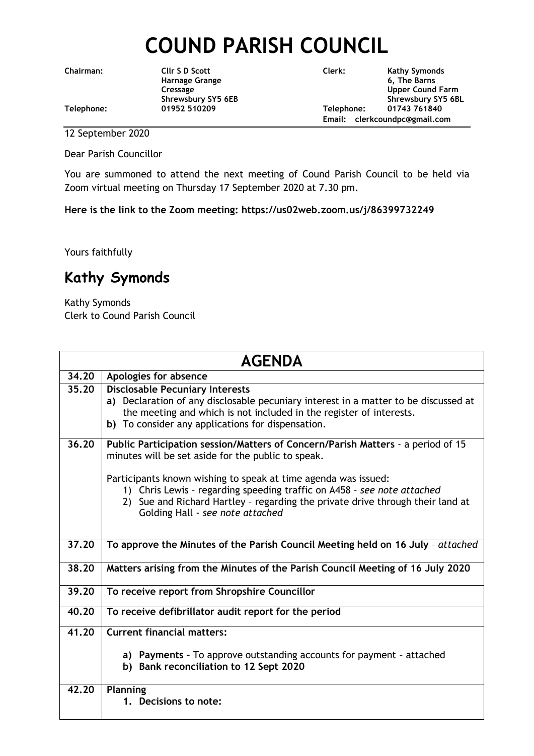# COUND PARISH COUNCIL

| | | | |
|---|---|---|---|
| **Chairman:** | **Cllr S D Scott**<br>**Harnage Grange**<br>**Cressage**<br>**Shrewsbury SY5 6EB** | **Clerk:** | **Kathy Symonds**<br>**6, The Barns**<br>**Upper Cound Farm**<br>**Shrewsbury SY5 6BL** |
| **Telephone:** | **01952 510209** | **Telephone:** | **01743 761840** |
| | | **Email:** | **clerkcoundpc@gmail.com** |

12 September 2020

Dear Parish Councillor

You are summoned to attend the next meeting of Cound Parish Council to be held via Zoom virtual meeting on Thursday 17 September 2020 at 7.30 pm.

**Here is the link to the Zoom meeting: https://us02web.zoom.us/j/86399732249**

Yours faithfully

## Kathy Symonds

Kathy Symonds
Clerk to Cound Parish Council

## AGENDA

| | |
|---|---|
| **34.20** | **Apologies for absence** |
| **35.20** | **Disclosable Pecuniary Interests**<br>**a)** Declaration of any disclosable pecuniary interest in a matter to be discussed at the meeting and which is not included in the register of interests.<br>**b)** To consider any applications for dispensation. |
| **36.20** | **Public Participation session/Matters of Concern/Parish Matters** - a period of 15 minutes will be set aside for the public to speak.<br><br>Participants known wishing to speak at time agenda was issued:<br>1) Chris Lewis – regarding speeding traffic on A458 – *see note attached*<br>2) Sue and Richard Hartley – regarding the private drive through their land at Golding Hall - *see note attached* |
| **37.20** | **To approve the Minutes of the Parish Council Meeting held on 16 July** – *attached* |
| **38.20** | **Matters arising from the Minutes of the Parish Council Meeting of 16 July 2020** |
| **39.20** | **To receive report from Shropshire Councillor** |
| **40.20** | **To receive defibrillator audit report for the period** |
| **41.20** | **Current financial matters:**<br><br>**a) Payments -** To approve outstanding accounts for payment – attached<br>**b) Bank reconciliation to 12 Sept 2020** |
| **42.20** | **Planning**<br>**1. Decisions to note:** |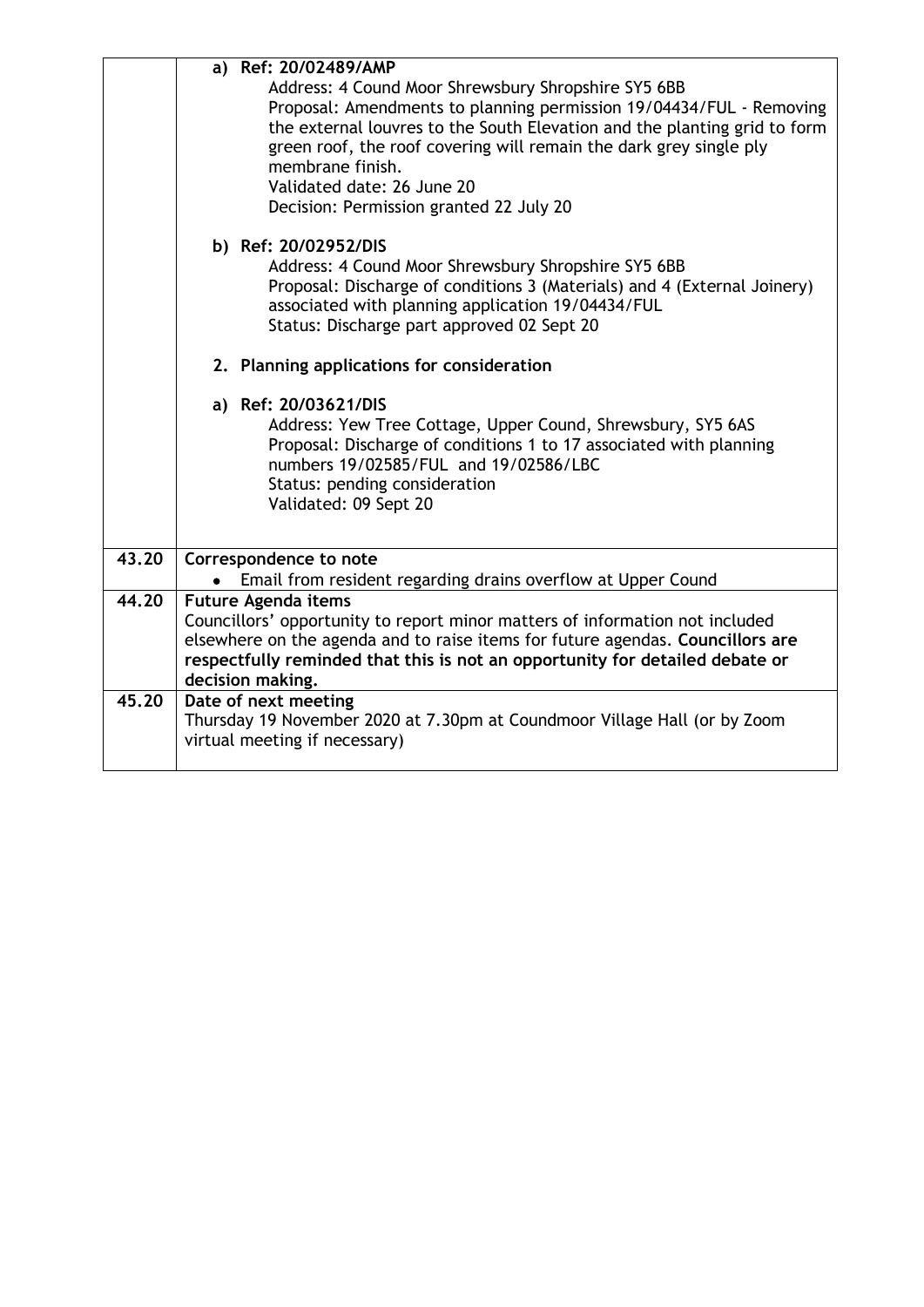| | |
|---|---|
| | **a) Ref: 20/02489/AMP**<br>Address: 4 Cound Moor Shrewsbury Shropshire SY5 6BB<br>Proposal: Amendments to planning permission 19/04434/FUL - Removing the external louvres to the South Elevation and the planting grid to form green roof, the roof covering will remain the dark grey single ply membrane finish.<br>Validated date: 26 June 20<br>Decision: Permission granted 22 July 20<br><br>**b) Ref: 20/02952/DIS**<br>Address: 4 Cound Moor Shrewsbury Shropshire SY5 6BB<br>Proposal: Discharge of conditions 3 (Materials) and 4 (External Joinery) associated with planning application 19/04434/FUL<br>Status: Discharge part approved 02 Sept 20<br><br>**2. Planning applications for consideration**<br><br>**a) Ref: 20/03621/DIS**<br>Address: Yew Tree Cottage, Upper Cound, Shrewsbury, SY5 6AS<br>Proposal: Discharge of conditions 1 to 17 associated with planning numbers 19/02585/FUL and 19/02586/LBC<br>Status: pending consideration<br>Validated: 09 Sept 20 |
| **43.20** | **Correspondence to note**<br>• Email from resident regarding drains overflow at Upper Cound |
| **44.20** | **Future Agenda items**<br>Councillors' opportunity to report minor matters of information not included elsewhere on the agenda and to raise items for future agendas. **Councillors are respectfully reminded that this is not an opportunity for detailed debate or decision making.** |
| **45.20** | **Date of next meeting**<br>Thursday 19 November 2020 at 7.30pm at Coundmoor Village Hall (or by Zoom virtual meeting if necessary) |